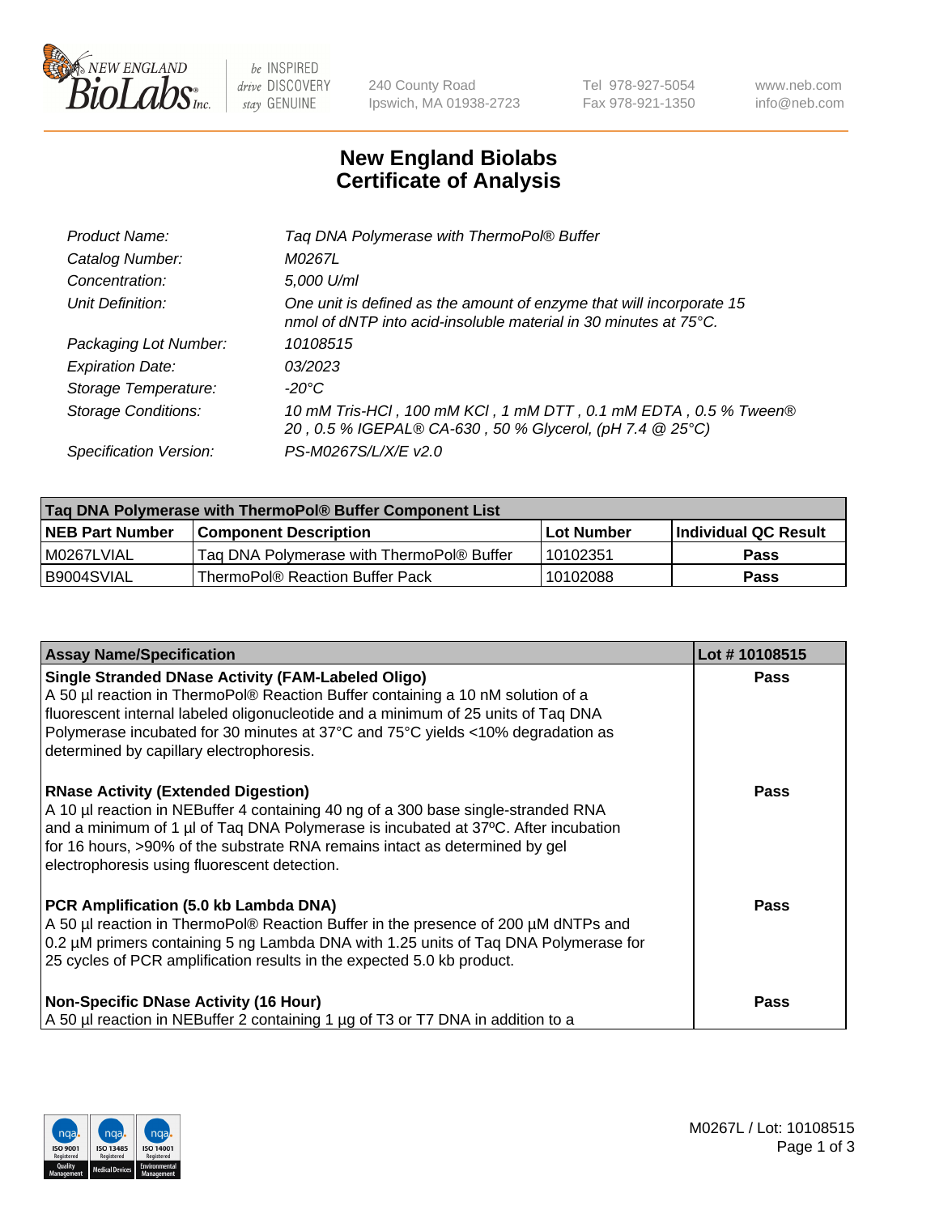# New England Biolabs Certificate of Analysis

| | |
|---|---|
| *Product Name:* | *Taq DNA Polymerase with ThermoPol® Buffer* |
| *Catalog Number:* | *M0267L* |
| *Concentration:* | *5,000 U/ml* |
| *Unit Definition:* | *One unit is defined as the amount of enzyme that will incorporate 15 nmol of dNTP into acid-insoluble material in 30 minutes at 75°C.* |
| *Packaging Lot Number:* | *10108515* |
| *Expiration Date:* | *03/2023* |
| *Storage Temperature:* | *-20°C* |
| *Storage Conditions:* | *10 mM Tris-HCl , 100 mM KCl , 1 mM DTT , 0.1 mM EDTA , 0.5 % Tween® 20 , 0.5 % IGEPAL® CA-630 , 50 % Glycerol, (pH 7.4 @ 25°C)* |
| *Specification Version:* | *PS-M0267S/L/X/E v2.0* |

| Taq DNA Polymerase with ThermoPol® Buffer Component List | | | |
|---|---|---|---|
| **NEB Part Number** | **Component Description** | **Lot Number** | **Individual QC Result** |
| M0267LVIAL | Taq DNA Polymerase with ThermoPol® Buffer | 10102351 | **Pass** |
| B9004SVIAL | ThermoPol® Reaction Buffer Pack | 10102088 | **Pass** |

| Assay Name/Specification | Lot # 10108515 |
|---|---|
| **Single Stranded DNase Activity (FAM-Labeled Oligo)** A 50 µl reaction in ThermoPol® Reaction Buffer containing a 10 nM solution of a fluorescent internal labeled oligonucleotide and a minimum of 25 units of Taq DNA Polymerase incubated for 30 minutes at 37°C and 75°C yields <10% degradation as determined by capillary electrophoresis. | **Pass** |
| **RNase Activity (Extended Digestion)** A 10 µl reaction in NEBuffer 4 containing 40 ng of a 300 base single-stranded RNA and a minimum of 1 µl of Taq DNA Polymerase is incubated at 37ºC. After incubation for 16 hours, >90% of the substrate RNA remains intact as determined by gel electrophoresis using fluorescent detection. | **Pass** |
| **PCR Amplification (5.0 kb Lambda DNA)** A 50 µl reaction in ThermoPol® Reaction Buffer in the presence of 200 µM dNTPs and 0.2 µM primers containing 5 ng Lambda DNA with 1.25 units of Taq DNA Polymerase for 25 cycles of PCR amplification results in the expected 5.0 kb product. | **Pass** |
| **Non-Specific DNase Activity (16 Hour)** A 50 µl reaction in NEBuffer 2 containing 1 µg of T3 or T7 DNA in addition to a | **Pass** |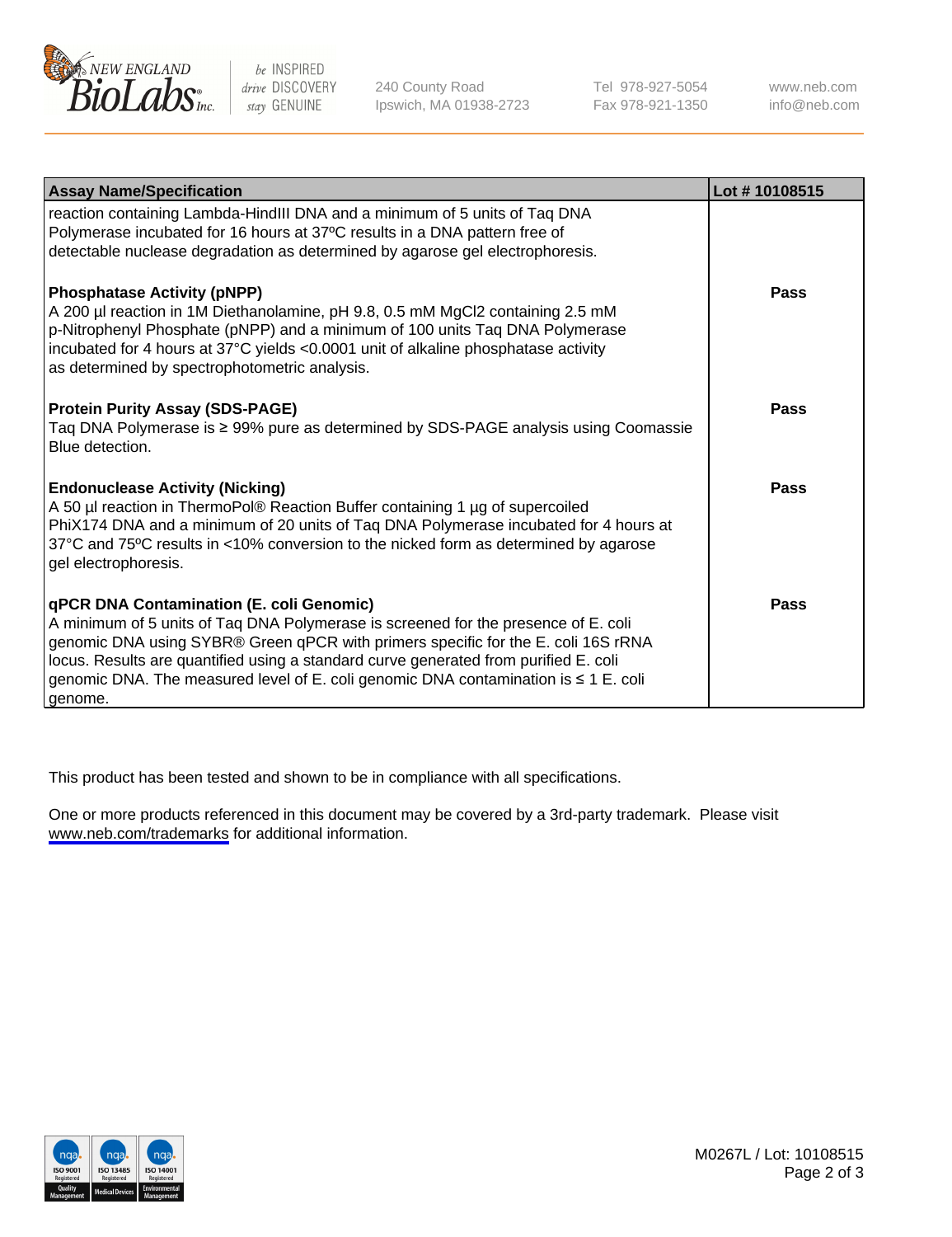| Assay Name/Specification | Lot # 10108515 |
|---|---|
| reaction containing Lambda-HindIII DNA and a minimum of 5 units of Taq DNA Polymerase incubated for 16 hours at 37ºC results in a DNA pattern free of detectable nuclease degradation as determined by agarose gel electrophoresis. | |
| **Phosphatase Activity (pNPP)**<br>A 200 µl reaction in 1M Diethanolamine, pH 9.8, 0.5 mM MgCl2 containing 2.5 mM p-Nitrophenyl Phosphate (pNPP) and a minimum of 100 units Taq DNA Polymerase incubated for 4 hours at 37°C yields <0.0001 unit of alkaline phosphatase activity as determined by spectrophotometric analysis. | **Pass** |
| **Protein Purity Assay (SDS-PAGE)**<br>Taq DNA Polymerase is ≥ 99% pure as determined by SDS-PAGE analysis using Coomassie Blue detection. | **Pass** |
| **Endonuclease Activity (Nicking)**<br>A 50 µl reaction in ThermoPol® Reaction Buffer containing 1 µg of supercoiled PhiX174 DNA and a minimum of 20 units of Taq DNA Polymerase incubated for 4 hours at 37°C and 75ºC results in <10% conversion to the nicked form as determined by agarose gel electrophoresis. | **Pass** |
| **qPCR DNA Contamination (E. coli Genomic)**<br>A minimum of 5 units of Taq DNA Polymerase is screened for the presence of E. coli genomic DNA using SYBR® Green qPCR with primers specific for the E. coli 16S rRNA locus. Results are quantified using a standard curve generated from purified E. coli genomic DNA. The measured level of E. coli genomic DNA contamination is ≤ 1 E. coli genome. | **Pass** |

This product has been tested and shown to be in compliance with all specifications.

One or more products referenced in this document may be covered by a 3rd-party trademark. Please visit www.neb.com/trademarks for additional information.

M0267L / Lot: 10108515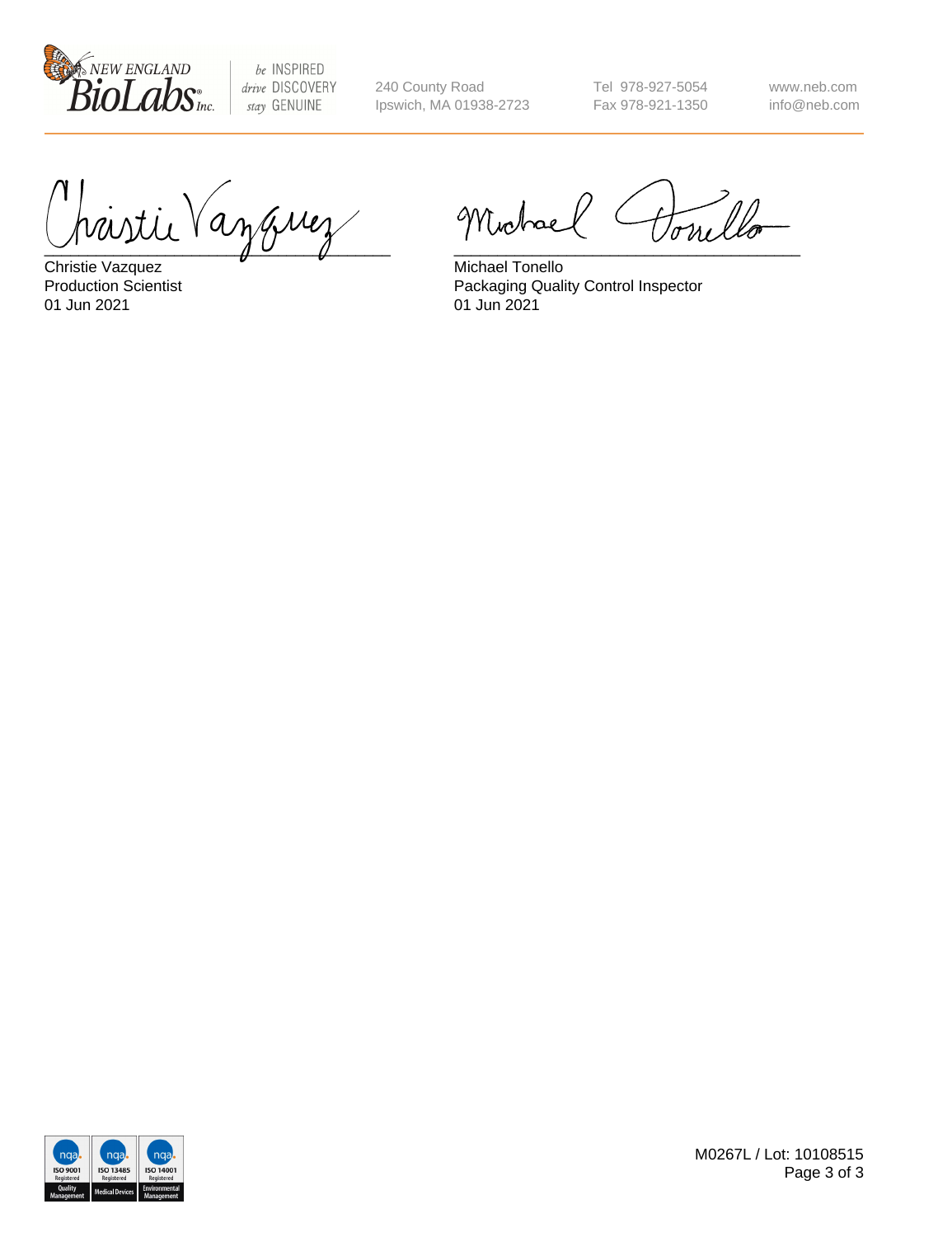240 County Road
Ipswich, MA 01938-2723

Tel 978-927-5054
Fax 978-921-1350

www.neb.com
info@neb.com

Christie Vazquez
Production Scientist
01 Jun 2021

Michael Tonello
Packaging Quality Control Inspector
01 Jun 2021

M0267L / Lot: 10108515